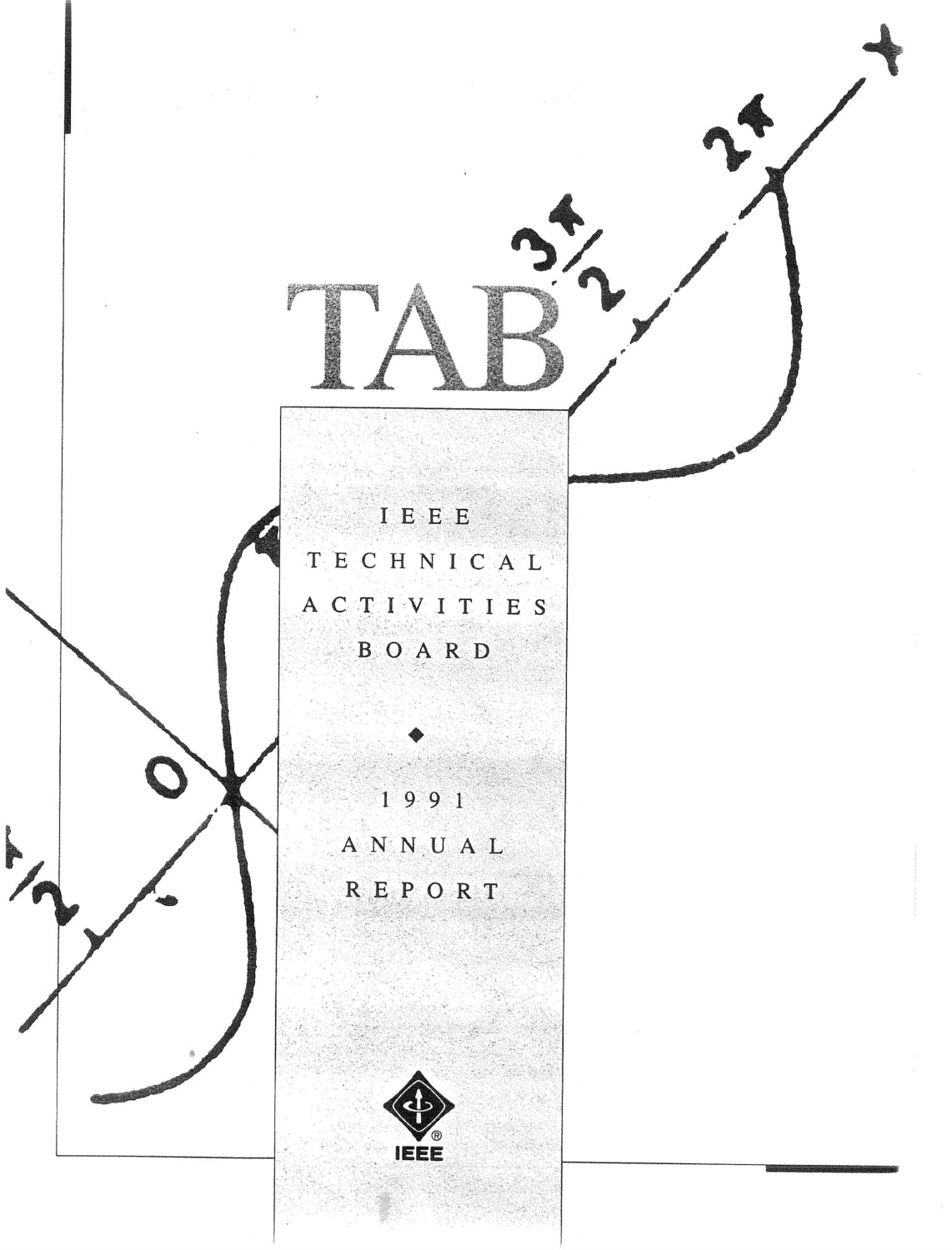# TAB

IEEE TECHNICAL ACTIVITIES BOARD

◆

1991 ANNUAL REPORT

IEEE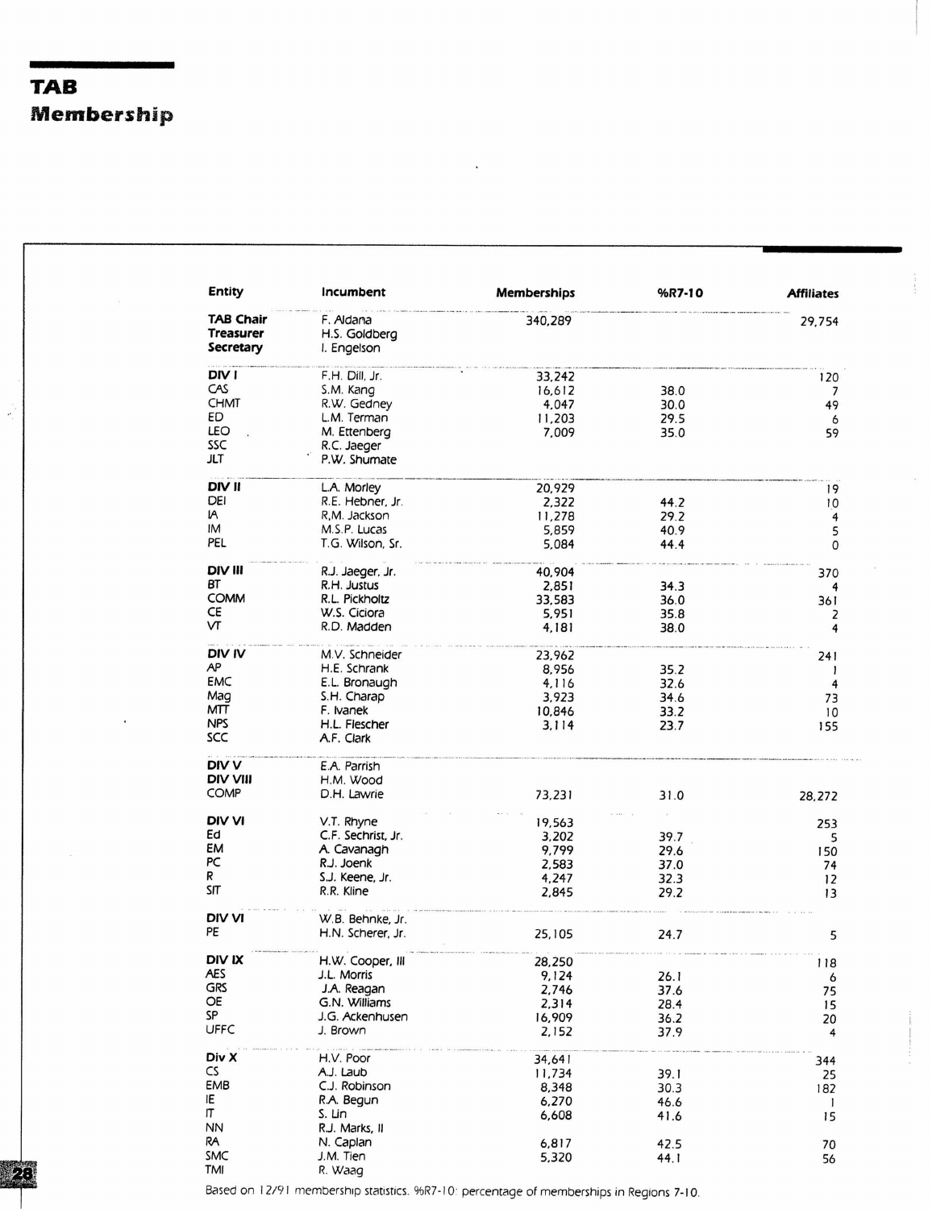# TAB
## Membership

| Entity | Incumbent | Memberships | %R7-10 | Affiliates |
|---|---|---|---|---|
| **TAB Chair** | F. Aldana | 340,289 | | 29,754 |
| **Treasurer** | H.S. Goldberg | | | |
| **Secretary** | I. Engelson | | | |
| **DIV I** | F.H. Dill, Jr. | 33,242 | | 120 |
| CAS | S.M. Kang | 16,612 | 38.0 | 7 |
| CHMT | R.W. Gedney | 4,047 | 30.0 | 49 |
| ED | L.M. Terman | 11,203 | 29.5 | 6 |
| LEO | M. Ettenberg | 7,009 | 35.0 | 59 |
| SSC | R.C. Jaeger | | | |
| JLT | P.W. Shumate | | | |
| **DIV II** | L.A. Morley | 20,929 | | 19 |
| DEI | R.E. Hebner, Jr. | 2,322 | 44.2 | 10 |
| IA | R.M. Jackson | 11,278 | 29.2 | 4 |
| IM | M.S.P. Lucas | 5,859 | 40.9 | 5 |
| PEL | T.G. Wilson, Sr. | 5,084 | 44.4 | 0 |
| **DIV III** | R.J. Jaeger, Jr. | 40,904 | | 370 |
| BT | R.H. Justus | 2,851 | 34.3 | 4 |
| COMM | R.L. Pickholtz | 33,583 | 36.0 | 361 |
| CE | W.S. Ciciora | 5,951 | 35.8 | 2 |
| VT | R.D. Madden | 4,181 | 38.0 | 4 |
| **DIV IV** | M.V. Schneider | 23,962 | | 241 |
| AP | H.E. Schrank | 8,956 | 35.2 | 1 |
| EMC | E.L. Bronaugh | 4,116 | 32.6 | 4 |
| Mag | S.H. Charap | 3,923 | 34.6 | 73 |
| MTT | F. Ivanek | 10,846 | 33.2 | 10 |
| NPS | H.L. Flescher | 3,114 | 23.7 | 155 |
| SCC | A.F. Clark | | | |
| **DIV V** | E.A. Parrish | | | |
| **DIV VIII** | H.M. Wood | | | |
| COMP | D.H. Lawrie | 73,231 | 31.0 | 28,272 |
| **DIV VI** | V.T. Rhyne | 19,563 | | 253 |
| Ed | C.F. Sechrist, Jr. | 3,202 | 39.7 | 5 |
| EM | A. Cavanagh | 9,799 | 29.6 | 150 |
| PC | R.J. Joenk | 2,583 | 37.0 | 74 |
| R | S.J. Keene, Jr. | 4,247 | 32.3 | 12 |
| SIT | R.R. Kline | 2,845 | 29.2 | 13 |
| **DIV VI** | W.B. Behnke, Jr. | | | |
| PE | H.N. Scherer, Jr. | 25,105 | 24.7 | 5 |
| **DIV IX** | H.W. Cooper, III | 28,250 | | 118 |
| AES | J.L. Morris | 9,124 | 26.1 | 6 |
| GRS | J.A. Reagan | 2,746 | 37.6 | 75 |
| OE | G.N. Williams | 2,314 | 28.4 | 15 |
| SP | J.G. Ackenhusen | 16,909 | 36.2 | 20 |
| UFFC | J. Brown | 2,152 | 37.9 | 4 |
| **Div X** | H.V. Poor | 34,641 | | 344 |
| CS | A.J. Laub | 11,734 | 39.1 | 25 |
| EMB | C.J. Robinson | 8,348 | 30.3 | 182 |
| IE | R.A. Begun | 6,270 | 46.6 | 1 |
| IT | S. Lin | 6,608 | 41.6 | 15 |
| NN | R.J. Marks, II | | | |
| RA | N. Caplan | 6,817 | 42.5 | 70 |
| SMC | J.M. Tien | 5,320 | 44.1 | 56 |
| TMI | R. Waag | | | |

Based on 12/91 membership statistics. %R7-10: percentage of memberships in Regions 7-10.